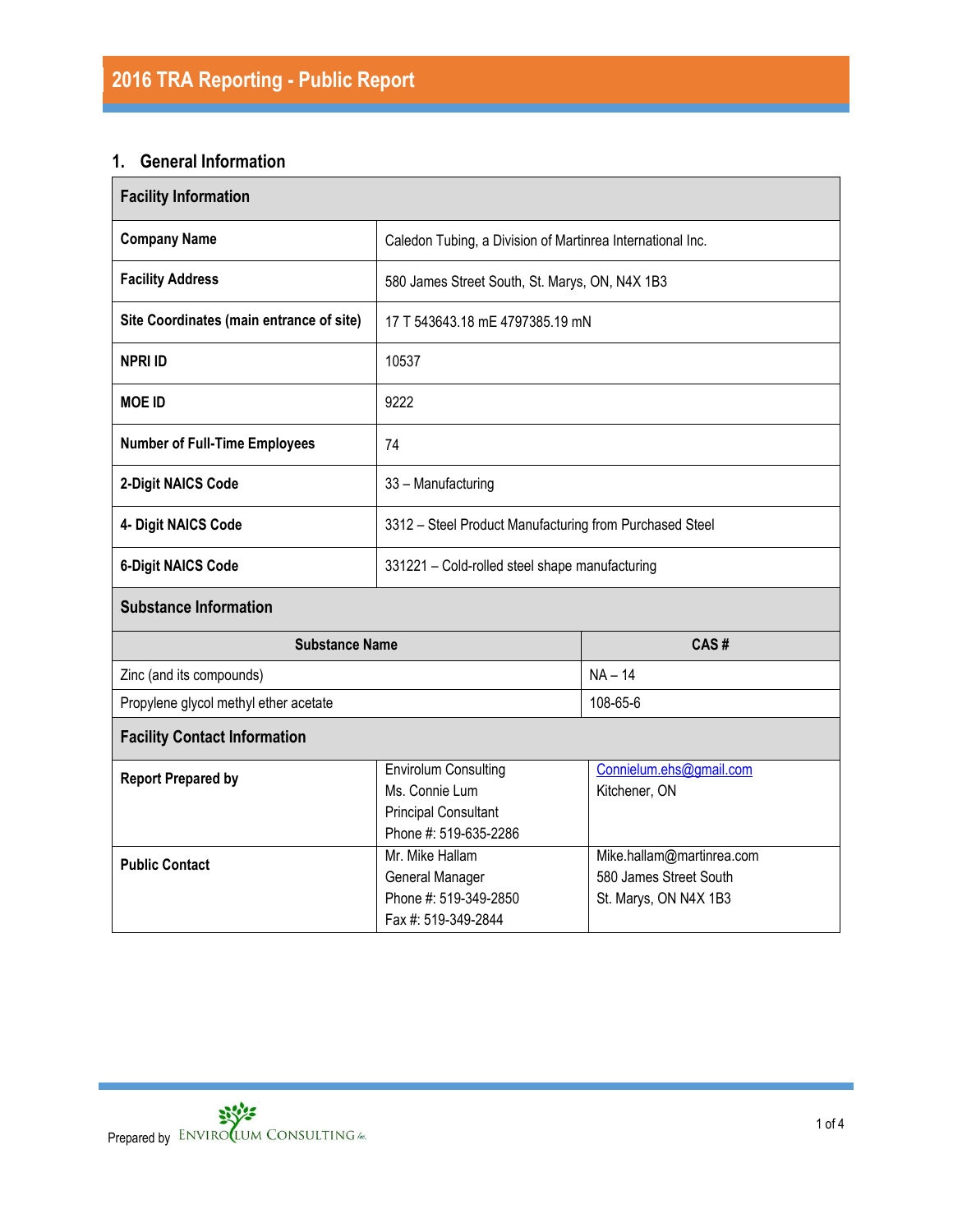# 2016 TRA Reporting - Public Report

## 1. General Information

| Facility Information | | |
|---|---|---|
| **Company Name** | Caledon Tubing, a Division of Martinrea International Inc. | |
| **Facility Address** | 580 James Street South, St. Marys, ON, N4X 1B3 | |
| **Site Coordinates (main entrance of site)** | 17 T 543643.18 mE 4797385.19 mN | |
| **NPRI ID** | 10537 | |
| **MOE ID** | 9222 | |
| **Number of Full-Time Employees** | 74 | |
| **2-Digit NAICS Code** | 33 – Manufacturing | |
| **4- Digit NAICS Code** | 3312 – Steel Product Manufacturing from Purchased Steel | |
| **6-Digit NAICS Code** | 331221 – Cold-rolled steel shape manufacturing | |

| Substance Information | |
|---|---|
| **Substance Name** | **CAS #** |
| Zinc (and its compounds) | NA – 14 |
| Propylene glycol methyl ether acetate | 108-65-6 |

| Facility Contact Information | | |
|---|---|---|
| **Report Prepared by** | Envirolum Consulting<br>Ms. Connie Lum<br>Principal Consultant<br>Phone #: 519-635-2286 | Connielum.ehs@gmail.com<br>Kitchener, ON |
| **Public Contact** | Mr. Mike Hallam<br>General Manager<br>Phone #: 519-349-2850<br>Fax #: 519-349-2844 | Mike.hallam@martinrea.com<br>580 James Street South<br>St. Marys, ON N4X 1B3 |

Prepared by ENVIROLUM CONSULTING Inc.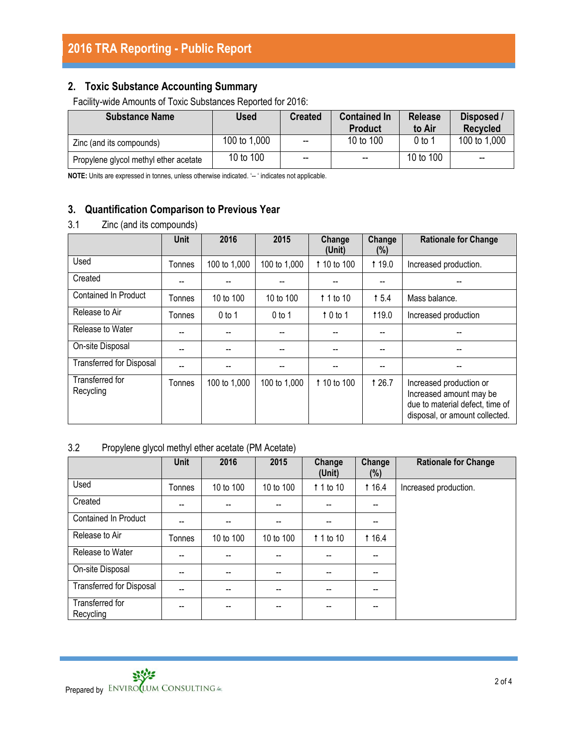# 2016 TRA Reporting - Public Report

## 2. Toxic Substance Accounting Summary

Facility-wide Amounts of Toxic Substances Reported for 2016:

| Substance Name | Used | Created | Contained In Product | Release to Air | Disposed / Recycled |
|---|---|---|---|---|---|
| Zinc (and its compounds) | 100 to 1,000 | -- | 10 to 100 | 0 to 1 | 100 to 1,000 |
| Propylene glycol methyl ether acetate | 10 to 100 | -- | -- | 10 to 100 | -- |

**NOTE:** Units are expressed in tonnes, unless otherwise indicated. '-- ' indicates not applicable.

## 3. Quantification Comparison to Previous Year

### 3.1 Zinc (and its compounds)

| | Unit | 2016 | 2015 | Change (Unit) | Change (%) | Rationale for Change |
|---|---|---|---|---|---|---|
| Used | Tonnes | 100 to 1,000 | 100 to 1,000 | ↑ 10 to 100 | ↑ 19.0 | Increased production. |
| Created | -- | -- | -- | -- | -- | -- |
| Contained In Product | Tonnes | 10 to 100 | 10 to 100 | ↑ 1 to 10 | ↑ 5.4 | Mass balance. |
| Release to Air | Tonnes | 0 to 1 | 0 to 1 | ↑ 0 to 1 | ↑19.0 | Increased production |
| Release to Water | -- | -- | -- | -- | -- | -- |
| On-site Disposal | -- | -- | -- | -- | -- | -- |
| Transferred for Disposal | -- | -- | -- | -- | -- | -- |
| Transferred for Recycling | Tonnes | 100 to 1,000 | 100 to 1,000 | ↑ 10 to 100 | ↑ 26.7 | Increased production or Increased amount may be due to material defect, time of disposal, or amount collected. |

### 3.2 Propylene glycol methyl ether acetate (PM Acetate)

| | Unit | 2016 | 2015 | Change (Unit) | Change (%) | Rationale for Change |
|---|---|---|---|---|---|---|
| Used | Tonnes | 10 to 100 | 10 to 100 | ↑ 1 to 10 | ↑ 16.4 | Increased production. |
| Created | -- | -- | -- | -- | -- | |
| Contained In Product | -- | -- | -- | -- | -- | |
| Release to Air | Tonnes | 10 to 100 | 10 to 100 | ↑ 1 to 10 | ↑ 16.4 | |
| Release to Water | -- | -- | -- | -- | -- | |
| On-site Disposal | -- | -- | -- | -- | -- | |
| Transferred for Disposal | -- | -- | -- | -- | -- | |
| Transferred for Recycling | -- | -- | -- | -- | -- | |

Prepared by ENVIROCLUM CONSULTING Inc.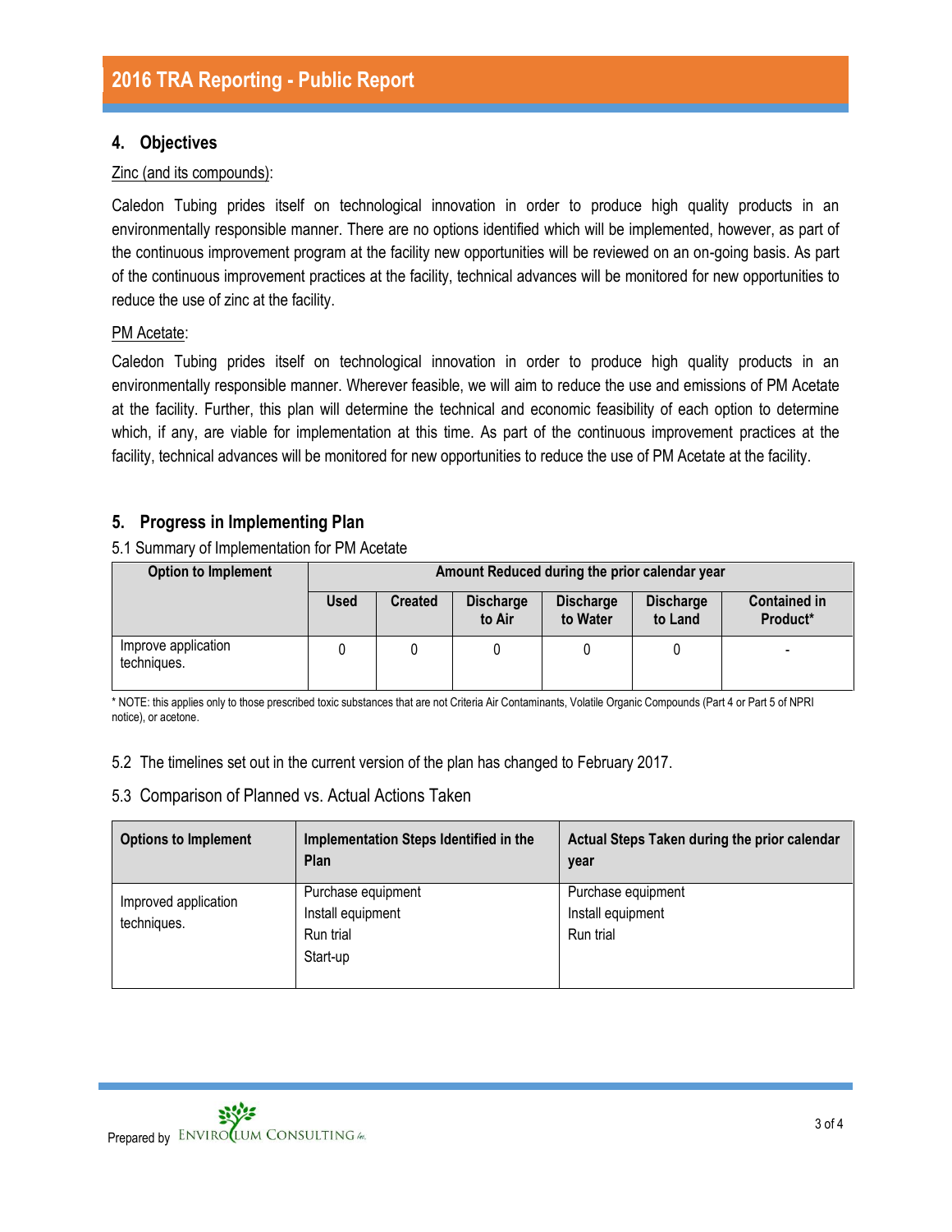## 4. Objectives

Zinc (and its compounds):

Caledon Tubing prides itself on technological innovation in order to produce high quality products in an environmentally responsible manner. There are no options identified which will be implemented, however, as part of the continuous improvement program at the facility new opportunities will be reviewed on an on-going basis. As part of the continuous improvement practices at the facility, technical advances will be monitored for new opportunities to reduce the use of zinc at the facility.

PM Acetate:

Caledon Tubing prides itself on technological innovation in order to produce high quality products in an environmentally responsible manner. Wherever feasible, we will aim to reduce the use and emissions of PM Acetate at the facility. Further, this plan will determine the technical and economic feasibility of each option to determine which, if any, are viable for implementation at this time. As part of the continuous improvement practices at the facility, technical advances will be monitored for new opportunities to reduce the use of PM Acetate at the facility.

## 5. Progress in Implementing Plan

5.1 Summary of Implementation for PM Acetate

| Option to Implement | Amount Reduced during the prior calendar year | | | | | |
|---|---|---|---|---|---|---|
| | Used | Created | Discharge to Air | Discharge to Water | Discharge to Land | Contained in Product* |
| Improve application techniques. | 0 | 0 | 0 | 0 | 0 | - |

\* NOTE: this applies only to those prescribed toxic substances that are not Criteria Air Contaminants, Volatile Organic Compounds (Part 4 or Part 5 of NPRI notice), or acetone.

5.2 The timelines set out in the current version of the plan has changed to February 2017.

5.3 Comparison of Planned vs. Actual Actions Taken

| Options to Implement | Implementation Steps Identified in the Plan | Actual Steps Taken during the prior calendar year |
|---|---|---|
| Improved application techniques. | Purchase equipment<br>Install equipment<br>Run trial<br>Start-up | Purchase equipment<br>Install equipment<br>Run trial |

Prepared by ENVIROCLUM CONSULTING Inc.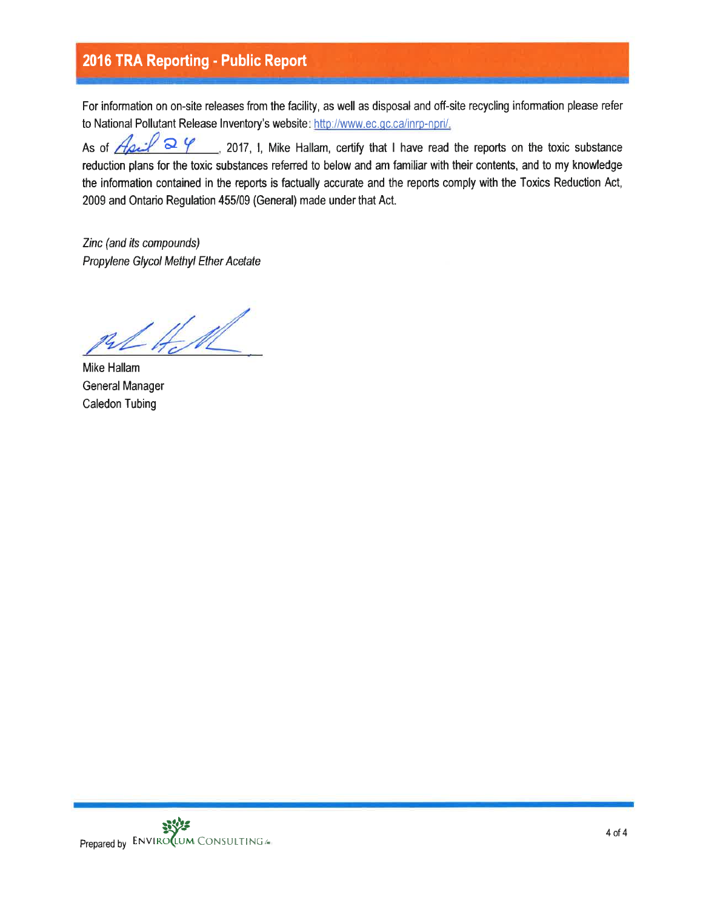## 2016 TRA Reporting - Public Report

For information on on-site releases from the facility, as well as disposal and off-site recycling information please refer to National Pollutant Release Inventory's website: http://www.ec.gc.ca/inrp-npri/.

As of April 24, 2017, I, Mike Hallam, certify that I have read the reports on the toxic substance reduction plans for the toxic substances referred to below and am familiar with their contents, and to my knowledge the information contained in the reports is factually accurate and the reports comply with the Toxics Reduction Act, 2009 and Ontario Regulation 455/09 (General) made under that Act.

*Zinc (and its compounds)*
*Propylene Glycol Methyl Ether Acetate*

Mike Hallam
General Manager
Caledon Tubing

Prepared by ENVIROCLUM CONSULTING